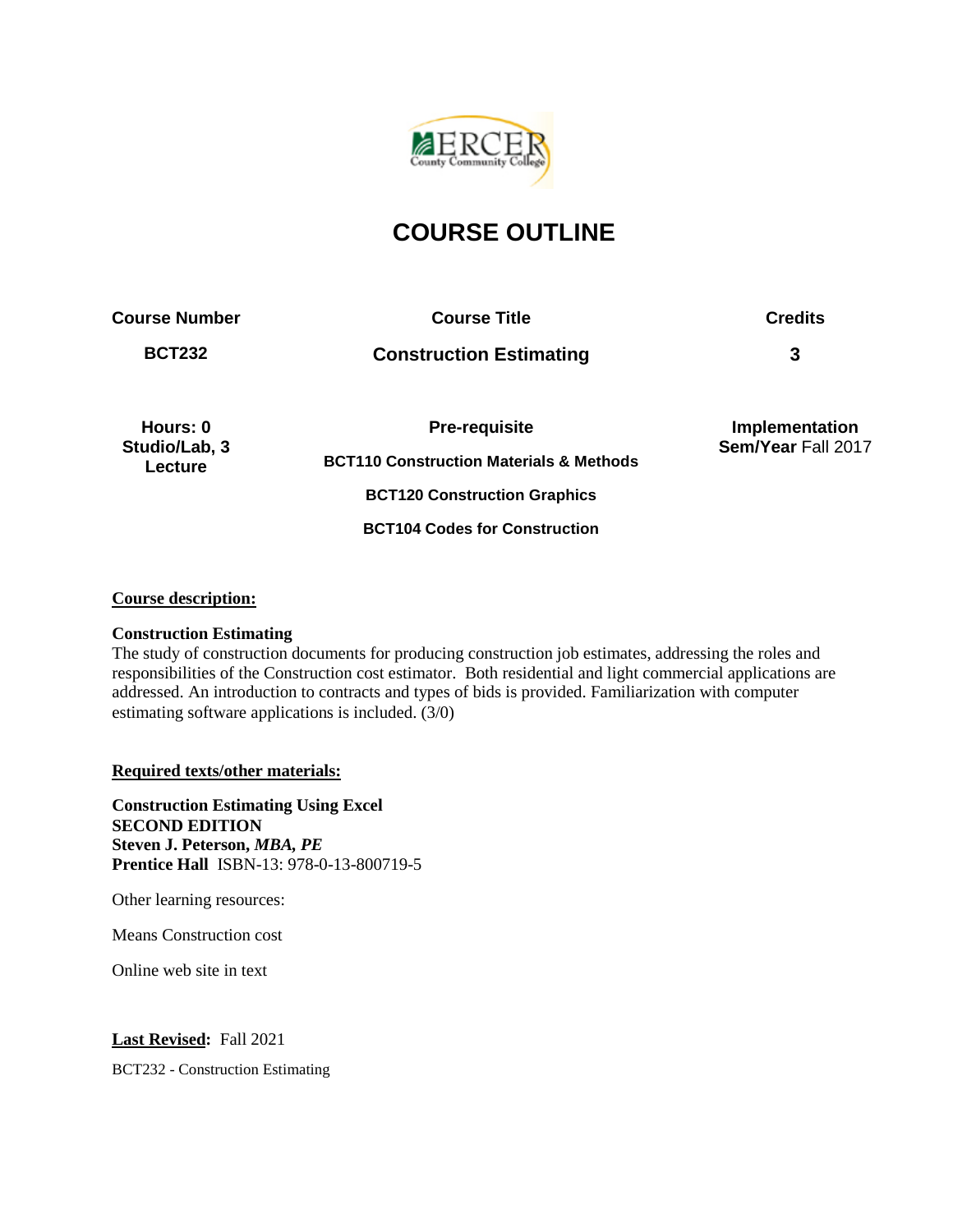# COURSE OUTLINE

| Course Number | Course Title | Credits |
|---|---|---|
| **BCT232** | **Construction Estimating** | **3** |
| **Hours: 0 Studio/Lab, 3 Lecture** | **Pre-requisite**<br>**BCT110 Construction Materials & Methods**<br>**BCT120 Construction Graphics**<br>**BCT104 Codes for Construction** | **Implementation Sem/Year** Fall 2017 |

## Course description:

**Construction Estimating**
The study of construction documents for producing construction job estimates, addressing the roles and responsibilities of the Construction cost estimator. Both residential and light commercial applications are addressed. An introduction to contracts and types of bids is provided. Familiarization with computer estimating software applications is included. (3/0)

## Required texts/other materials:

**Construction Estimating Using Excel**
**SECOND EDITION**
**Steven J. Peterson, *MBA, PE***
**Prentice Hall** ISBN-13: 978-0-13-800719-5

Other learning resources:

Means Construction cost

Online web site in text

**Last Revised:** Fall 2021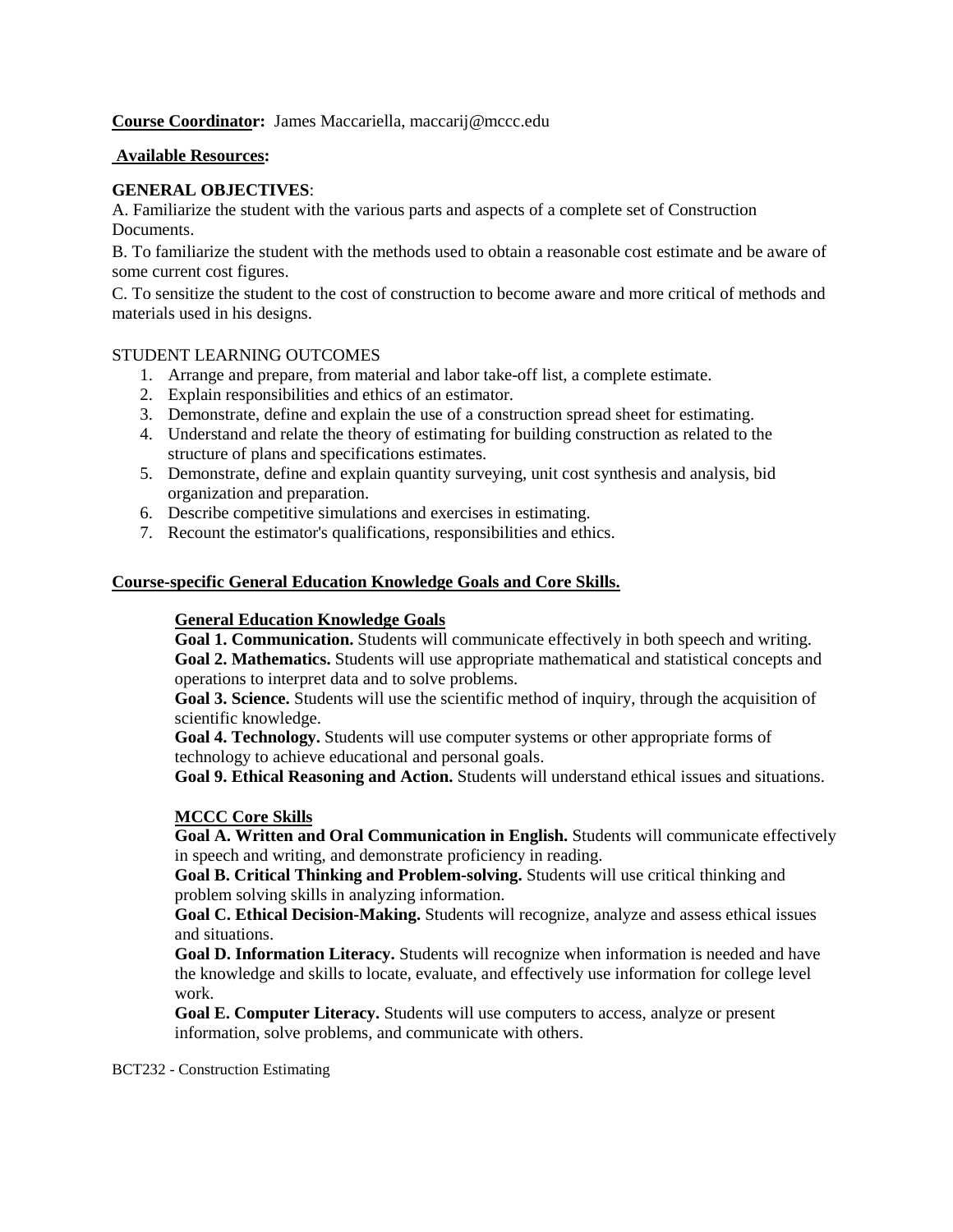**Course Coordinator:** James Maccariella, maccarij@mccc.edu

**Available Resources:**

**GENERAL OBJECTIVES**:

A. Familiarize the student with the various parts and aspects of a complete set of Construction Documents.

B. To familiarize the student with the methods used to obtain a reasonable cost estimate and be aware of some current cost figures.

C. To sensitize the student to the cost of construction to become aware and more critical of methods and materials used in his designs.

STUDENT LEARNING OUTCOMES

1. Arrange and prepare, from material and labor take-off list, a complete estimate.
2. Explain responsibilities and ethics of an estimator.
3. Demonstrate, define and explain the use of a construction spread sheet for estimating.
4. Understand and relate the theory of estimating for building construction as related to the structure of plans and specifications estimates.
5. Demonstrate, define and explain quantity surveying, unit cost synthesis and analysis, bid organization and preparation.
6. Describe competitive simulations and exercises in estimating.
7. Recount the estimator's qualifications, responsibilities and ethics.

**Course-specific General Education Knowledge Goals and Core Skills.**

**General Education Knowledge Goals**

**Goal 1. Communication.** Students will communicate effectively in both speech and writing.

**Goal 2. Mathematics.** Students will use appropriate mathematical and statistical concepts and operations to interpret data and to solve problems.

**Goal 3. Science.** Students will use the scientific method of inquiry, through the acquisition of scientific knowledge.

**Goal 4. Technology.** Students will use computer systems or other appropriate forms of technology to achieve educational and personal goals.

**Goal 9. Ethical Reasoning and Action.** Students will understand ethical issues and situations.

**MCCC Core Skills**

**Goal A. Written and Oral Communication in English.** Students will communicate effectively in speech and writing, and demonstrate proficiency in reading.

**Goal B. Critical Thinking and Problem-solving.** Students will use critical thinking and problem solving skills in analyzing information.

**Goal C. Ethical Decision-Making.** Students will recognize, analyze and assess ethical issues and situations.

**Goal D. Information Literacy.** Students will recognize when information is needed and have the knowledge and skills to locate, evaluate, and effectively use information for college level work.

**Goal E. Computer Literacy.** Students will use computers to access, analyze or present information, solve problems, and communicate with others.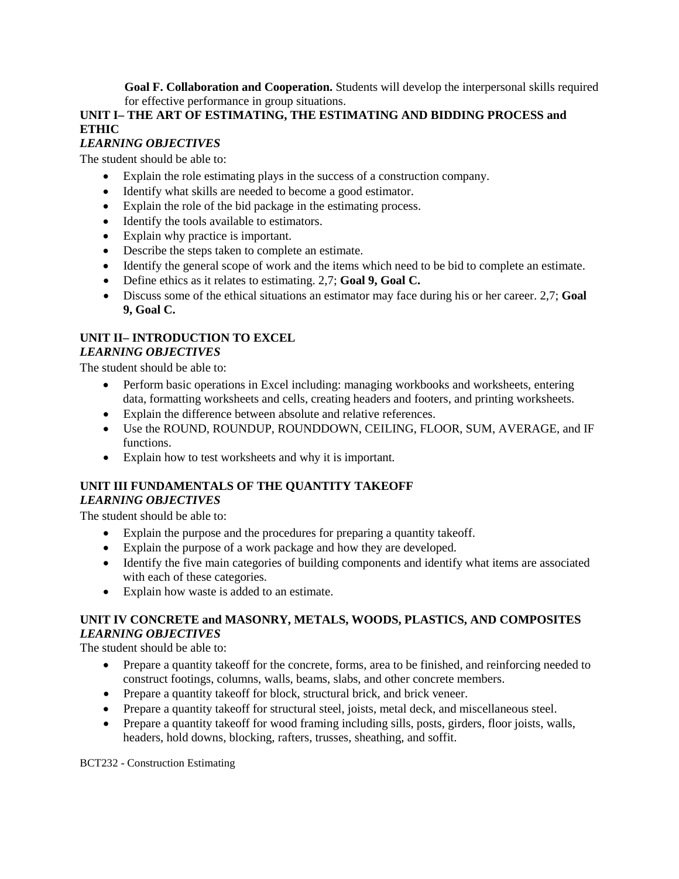**Goal F. Collaboration and Cooperation.** Students will develop the interpersonal skills required for effective performance in group situations.

## UNIT I– THE ART OF ESTIMATING, THE ESTIMATING AND BIDDING PROCESS and ETHIC

### *LEARNING OBJECTIVES*

The student should be able to:

- Explain the role estimating plays in the success of a construction company.
- Identify what skills are needed to become a good estimator.
- Explain the role of the bid package in the estimating process.
- Identify the tools available to estimators.
- Explain why practice is important.
- Describe the steps taken to complete an estimate.
- Identify the general scope of work and the items which need to be bid to complete an estimate.
- Define ethics as it relates to estimating. 2,7; **Goal 9, Goal C.**
- Discuss some of the ethical situations an estimator may face during his or her career. 2,7; **Goal 9, Goal C.**

## UNIT II– INTRODUCTION TO EXCEL

### *LEARNING OBJECTIVES*

The student should be able to:

- Perform basic operations in Excel including: managing workbooks and worksheets, entering data, formatting worksheets and cells, creating headers and footers, and printing worksheets.
- Explain the difference between absolute and relative references.
- Use the ROUND, ROUNDUP, ROUNDDOWN, CEILING, FLOOR, SUM, AVERAGE, and IF functions.
- Explain how to test worksheets and why it is important.

## UNIT III FUNDAMENTALS OF THE QUANTITY TAKEOFF

### *LEARNING OBJECTIVES*

The student should be able to:

- Explain the purpose and the procedures for preparing a quantity takeoff.
- Explain the purpose of a work package and how they are developed.
- Identify the five main categories of building components and identify what items are associated with each of these categories.
- Explain how waste is added to an estimate.

## UNIT IV CONCRETE and MASONRY, METALS, WOODS, PLASTICS, AND COMPOSITES

### *LEARNING OBJECTIVES*

The student should be able to:

- Prepare a quantity takeoff for the concrete, forms, area to be finished, and reinforcing needed to construct footings, columns, walls, beams, slabs, and other concrete members.
- Prepare a quantity takeoff for block, structural brick, and brick veneer.
- Prepare a quantity takeoff for structural steel, joists, metal deck, and miscellaneous steel.
- Prepare a quantity takeoff for wood framing including sills, posts, girders, floor joists, walls, headers, hold downs, blocking, rafters, trusses, sheathing, and soffit.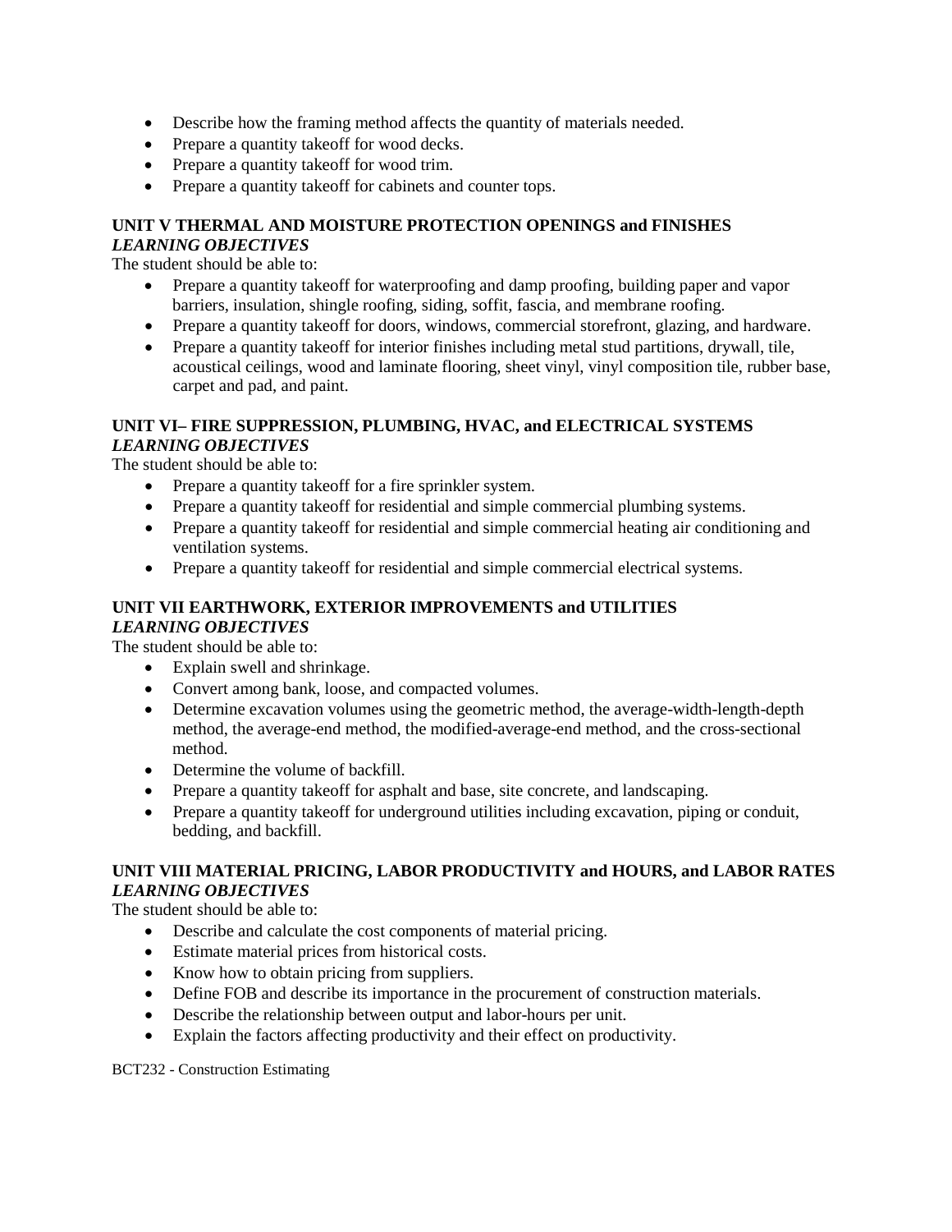- Describe how the framing method affects the quantity of materials needed.
- Prepare a quantity takeoff for wood decks.
- Prepare a quantity takeoff for wood trim.
- Prepare a quantity takeoff for cabinets and counter tops.

**UNIT V THERMAL AND MOISTURE PROTECTION OPENINGS and FINISHES**
***LEARNING OBJECTIVES***
The student should be able to:

- Prepare a quantity takeoff for waterproofing and damp proofing, building paper and vapor barriers, insulation, shingle roofing, siding, soffit, fascia, and membrane roofing.
- Prepare a quantity takeoff for doors, windows, commercial storefront, glazing, and hardware.
- Prepare a quantity takeoff for interior finishes including metal stud partitions, drywall, tile, acoustical ceilings, wood and laminate flooring, sheet vinyl, vinyl composition tile, rubber base, carpet and pad, and paint.

**UNIT VI– FIRE SUPPRESSION, PLUMBING, HVAC, and ELECTRICAL SYSTEMS**
***LEARNING OBJECTIVES***
The student should be able to:

- Prepare a quantity takeoff for a fire sprinkler system.
- Prepare a quantity takeoff for residential and simple commercial plumbing systems.
- Prepare a quantity takeoff for residential and simple commercial heating air conditioning and ventilation systems.
- Prepare a quantity takeoff for residential and simple commercial electrical systems.

**UNIT VII EARTHWORK, EXTERIOR IMPROVEMENTS and UTILITIES**
***LEARNING OBJECTIVES***
The student should be able to:

- Explain swell and shrinkage.
- Convert among bank, loose, and compacted volumes.
- Determine excavation volumes using the geometric method, the average-width-length-depth method, the average-end method, the modified-average-end method, and the cross-sectional method.
- Determine the volume of backfill.
- Prepare a quantity takeoff for asphalt and base, site concrete, and landscaping.
- Prepare a quantity takeoff for underground utilities including excavation, piping or conduit, bedding, and backfill.

**UNIT VIII MATERIAL PRICING, LABOR PRODUCTIVITY and HOURS, and LABOR RATES**
***LEARNING OBJECTIVES***
The student should be able to:

- Describe and calculate the cost components of material pricing.
- Estimate material prices from historical costs.
- Know how to obtain pricing from suppliers.
- Define FOB and describe its importance in the procurement of construction materials.
- Describe the relationship between output and labor-hours per unit.
- Explain the factors affecting productivity and their effect on productivity.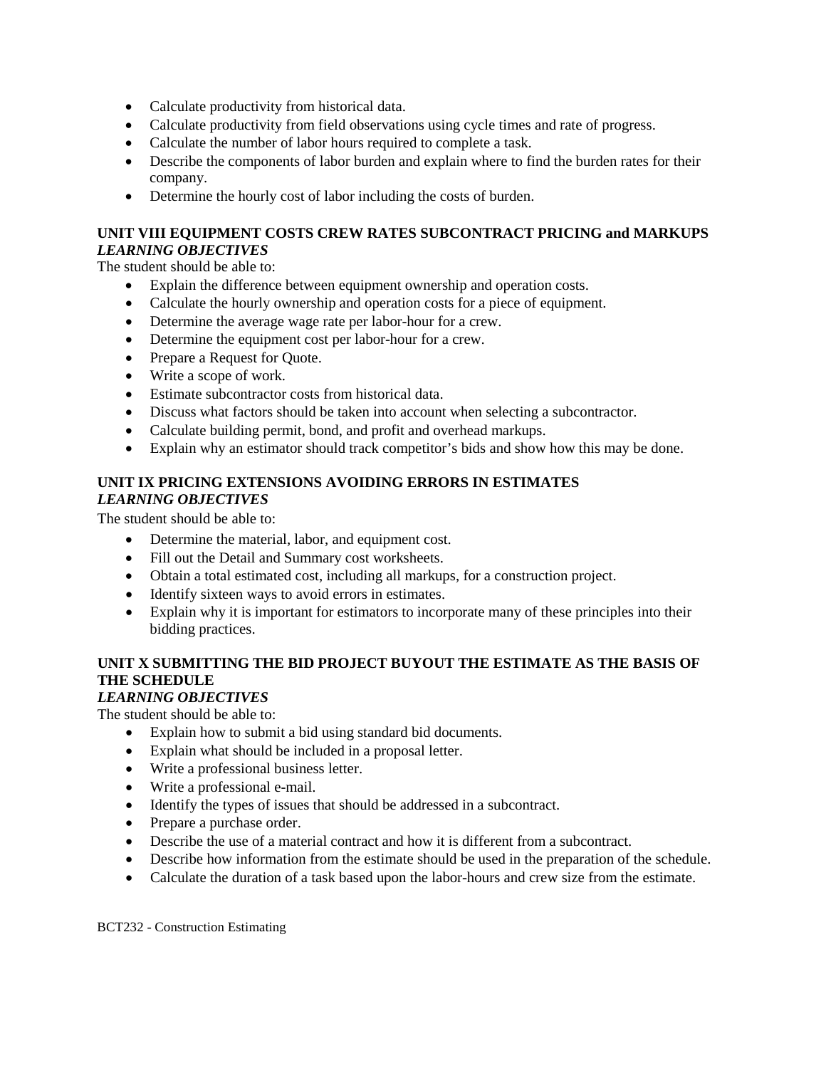- Calculate productivity from historical data.
- Calculate productivity from field observations using cycle times and rate of progress.
- Calculate the number of labor hours required to complete a task.
- Describe the components of labor burden and explain where to find the burden rates for their company.
- Determine the hourly cost of labor including the costs of burden.

**UNIT VIII EQUIPMENT COSTS CREW RATES SUBCONTRACT PRICING and MARKUPS**
***LEARNING OBJECTIVES***
The student should be able to:

- Explain the difference between equipment ownership and operation costs.
- Calculate the hourly ownership and operation costs for a piece of equipment.
- Determine the average wage rate per labor-hour for a crew.
- Determine the equipment cost per labor-hour for a crew.
- Prepare a Request for Quote.
- Write a scope of work.
- Estimate subcontractor costs from historical data.
- Discuss what factors should be taken into account when selecting a subcontractor.
- Calculate building permit, bond, and profit and overhead markups.
- Explain why an estimator should track competitor's bids and show how this may be done.

**UNIT IX PRICING EXTENSIONS AVOIDING ERRORS IN ESTIMATES**
***LEARNING OBJECTIVES***
The student should be able to:

- Determine the material, labor, and equipment cost.
- Fill out the Detail and Summary cost worksheets.
- Obtain a total estimated cost, including all markups, for a construction project.
- Identify sixteen ways to avoid errors in estimates.
- Explain why it is important for estimators to incorporate many of these principles into their bidding practices.

**UNIT X SUBMITTING THE BID PROJECT BUYOUT THE ESTIMATE AS THE BASIS OF THE SCHEDULE**
***LEARNING OBJECTIVES***
The student should be able to:

- Explain how to submit a bid using standard bid documents.
- Explain what should be included in a proposal letter.
- Write a professional business letter.
- Write a professional e-mail.
- Identify the types of issues that should be addressed in a subcontract.
- Prepare a purchase order.
- Describe the use of a material contract and how it is different from a subcontract.
- Describe how information from the estimate should be used in the preparation of the schedule.
- Calculate the duration of a task based upon the labor-hours and crew size from the estimate.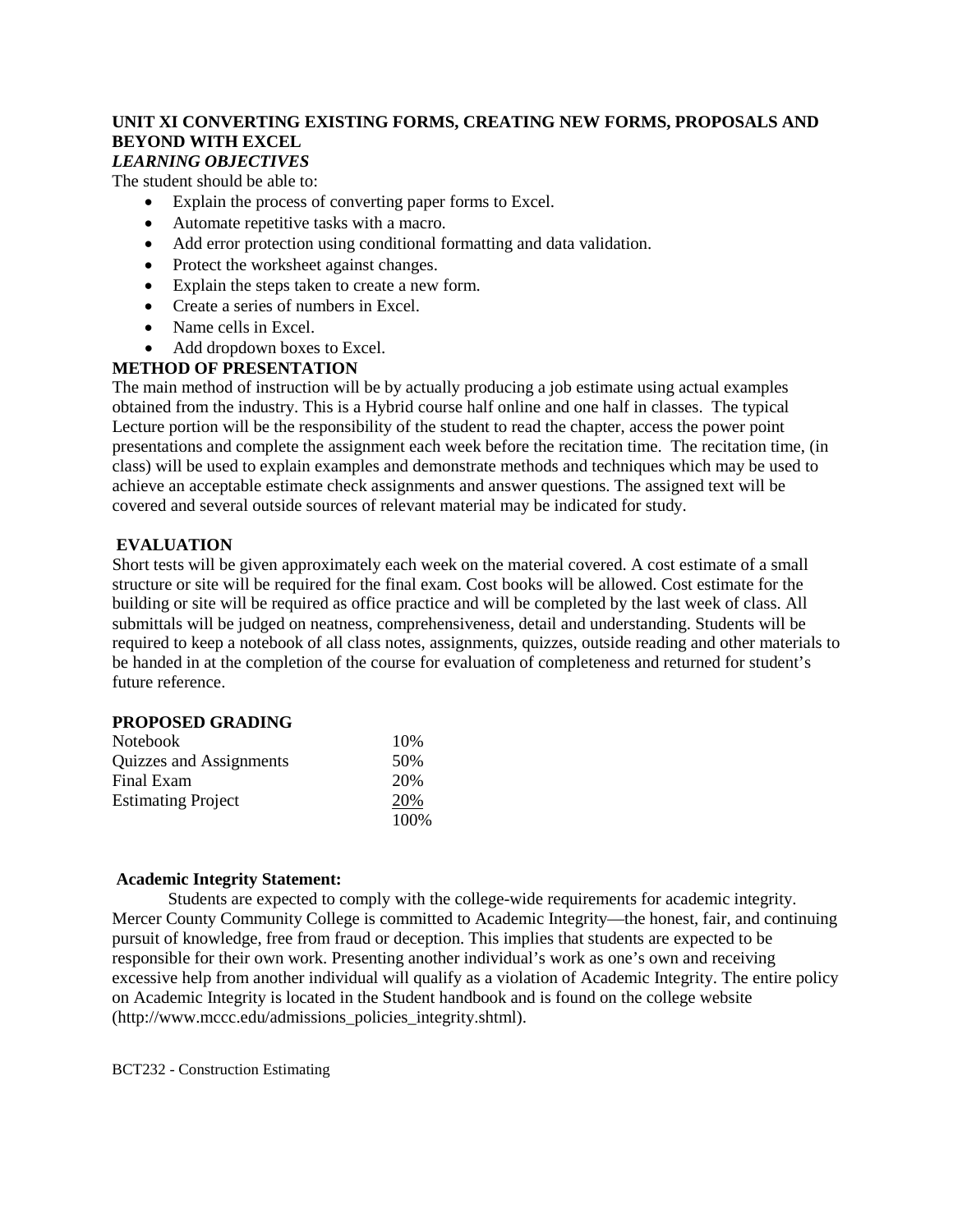**UNIT XI CONVERTING EXISTING FORMS, CREATING NEW FORMS, PROPOSALS AND BEYOND WITH EXCEL**

***LEARNING OBJECTIVES***

The student should be able to:

- Explain the process of converting paper forms to Excel.
- Automate repetitive tasks with a macro.
- Add error protection using conditional formatting and data validation.
- Protect the worksheet against changes.
- Explain the steps taken to create a new form.
- Create a series of numbers in Excel.
- Name cells in Excel.
- Add dropdown boxes to Excel.

**METHOD OF PRESENTATION**

The main method of instruction will be by actually producing a job estimate using actual examples obtained from the industry. This is a Hybrid course half online and one half in classes. The typical Lecture portion will be the responsibility of the student to read the chapter, access the power point presentations and complete the assignment each week before the recitation time. The recitation time, (in class) will be used to explain examples and demonstrate methods and techniques which may be used to achieve an acceptable estimate check assignments and answer questions. The assigned text will be covered and several outside sources of relevant material may be indicated for study.

**EVALUATION**

Short tests will be given approximately each week on the material covered. A cost estimate of a small structure or site will be required for the final exam. Cost books will be allowed. Cost estimate for the building or site will be required as office practice and will be completed by the last week of class. All submittals will be judged on neatness, comprehensiveness, detail and understanding. Students will be required to keep a notebook of all class notes, assignments, quizzes, outside reading and other materials to be handed in at the completion of the course for evaluation of completeness and returned for student's future reference.

**PROPOSED GRADING**

| | |
|---|---|
| Notebook | 10% |
| Quizzes and Assignments | 50% |
| Final Exam | 20% |
| Estimating Project | 20% |
| | 100% |

**Academic Integrity Statement:**

Students are expected to comply with the college-wide requirements for academic integrity. Mercer County Community College is committed to Academic Integrity—the honest, fair, and continuing pursuit of knowledge, free from fraud or deception. This implies that students are expected to be responsible for their own work. Presenting another individual's work as one's own and receiving excessive help from another individual will qualify as a violation of Academic Integrity. The entire policy on Academic Integrity is located in the Student handbook and is found on the college website (http://www.mccc.edu/admissions_policies_integrity.shtml).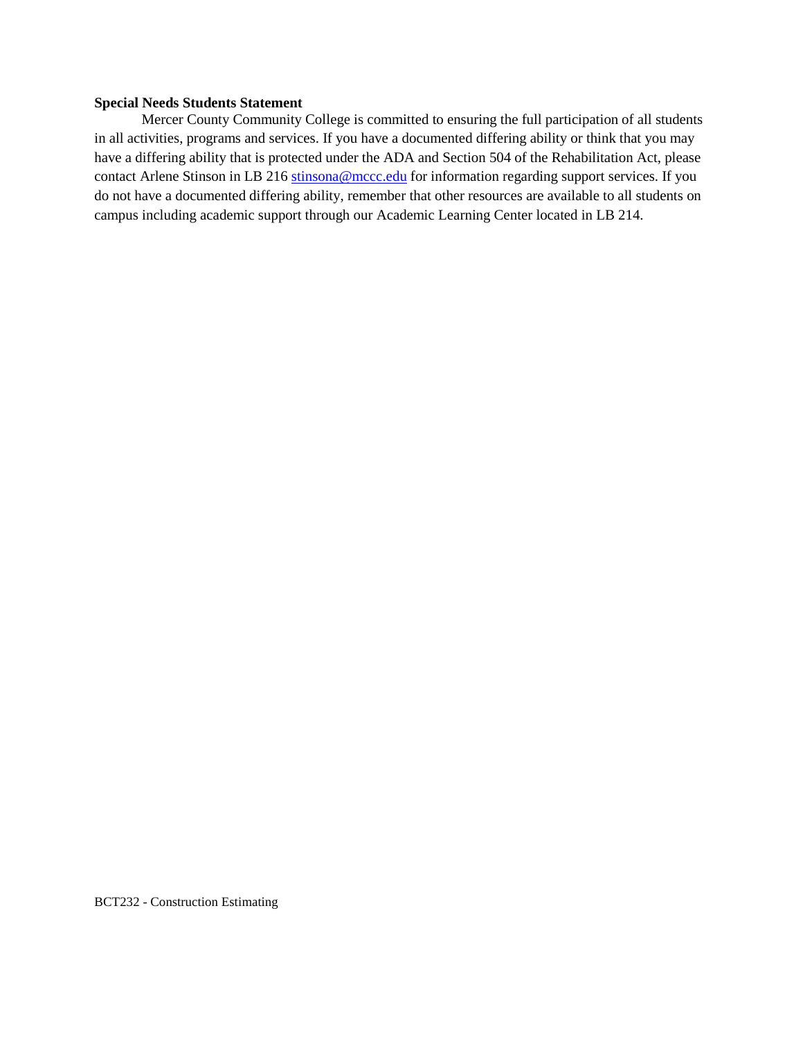**Special Needs Students Statement**

Mercer County Community College is committed to ensuring the full participation of all students in all activities, programs and services. If you have a documented differing ability or think that you may have a differing ability that is protected under the ADA and Section 504 of the Rehabilitation Act, please contact Arlene Stinson in LB 216 stinsona@mccc.edu for information regarding support services. If you do not have a documented differing ability, remember that other resources are available to all students on campus including academic support through our Academic Learning Center located in LB 214.